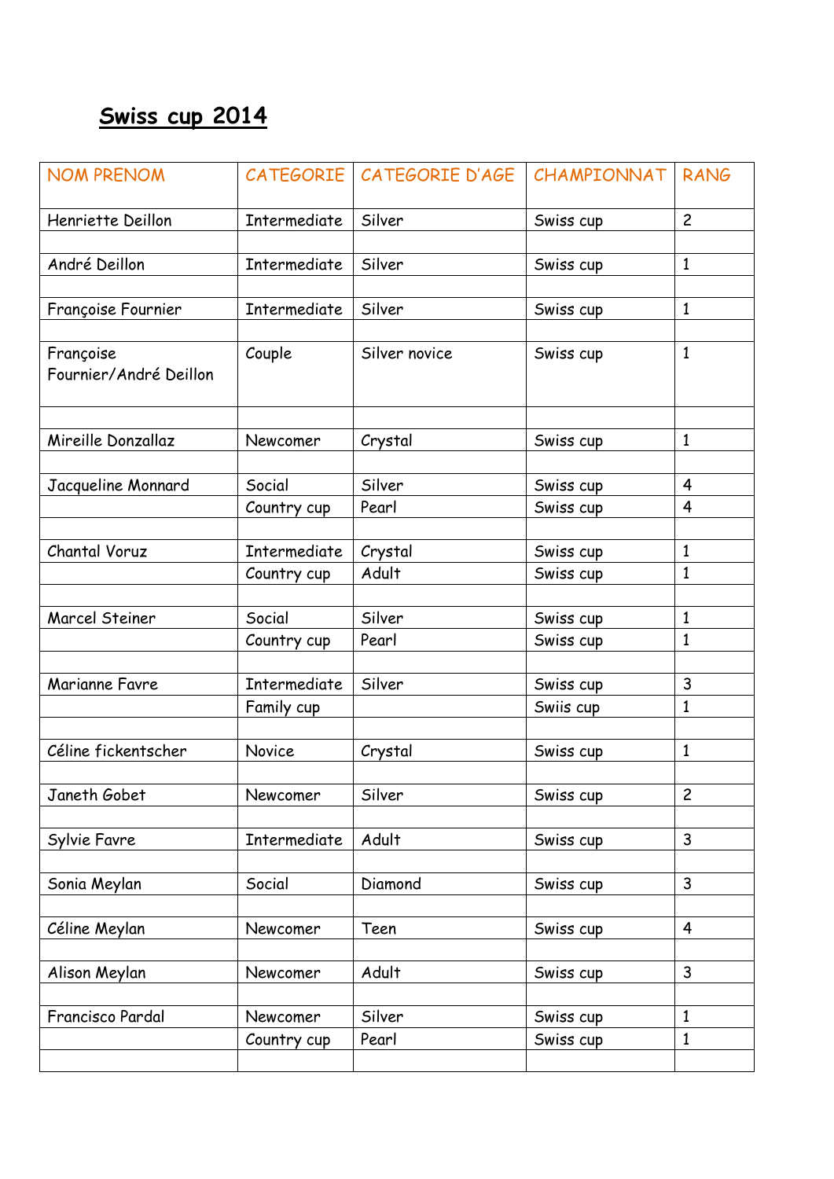# Swiss cup 2014

| NOM PRENOM | CATEGORIE | CATEGORIE D'AGE | CHAMPIONNAT | RANG |
|---|---|---|---|---|
| Henriette Deillon | Intermediate | Silver | Swiss cup | 2 |
| | | | | |
| André Deillon | Intermediate | Silver | Swiss cup | 1 |
| | | | | |
| Françoise Fournier | Intermediate | Silver | Swiss cup | 1 |
| | | | | |
| Françoise Fournier/André Deillon | Couple | Silver novice | Swiss cup | 1 |
| | | | | |
| Mireille Donzallaz | Newcomer | Crystal | Swiss cup | 1 |
| | | | | |
| Jacqueline Monnard | Social | Silver | Swiss cup | 4 |
| | Country cup | Pearl | Swiss cup | 4 |
| | | | | |
| Chantal Voruz | Intermediate | Crystal | Swiss cup | 1 |
| | Country cup | Adult | Swiss cup | 1 |
| | | | | |
| Marcel Steiner | Social | Silver | Swiss cup | 1 |
| | Country cup | Pearl | Swiss cup | 1 |
| | | | | |
| Marianne Favre | Intermediate | Silver | Swiss cup | 3 |
| | Family cup | | Swiis cup | 1 |
| | | | | |
| Céline fickentscher | Novice | Crystal | Swiss cup | 1 |
| | | | | |
| Janeth Gobet | Newcomer | Silver | Swiss cup | 2 |
| | | | | |
| Sylvie Favre | Intermediate | Adult | Swiss cup | 3 |
| | | | | |
| Sonia Meylan | Social | Diamond | Swiss cup | 3 |
| | | | | |
| Céline Meylan | Newcomer | Teen | Swiss cup | 4 |
| | | | | |
| Alison Meylan | Newcomer | Adult | Swiss cup | 3 |
| | | | | |
| Francisco Pardal | Newcomer | Silver | Swiss cup | 1 |
| | Country cup | Pearl | Swiss cup | 1 |
| | | | | |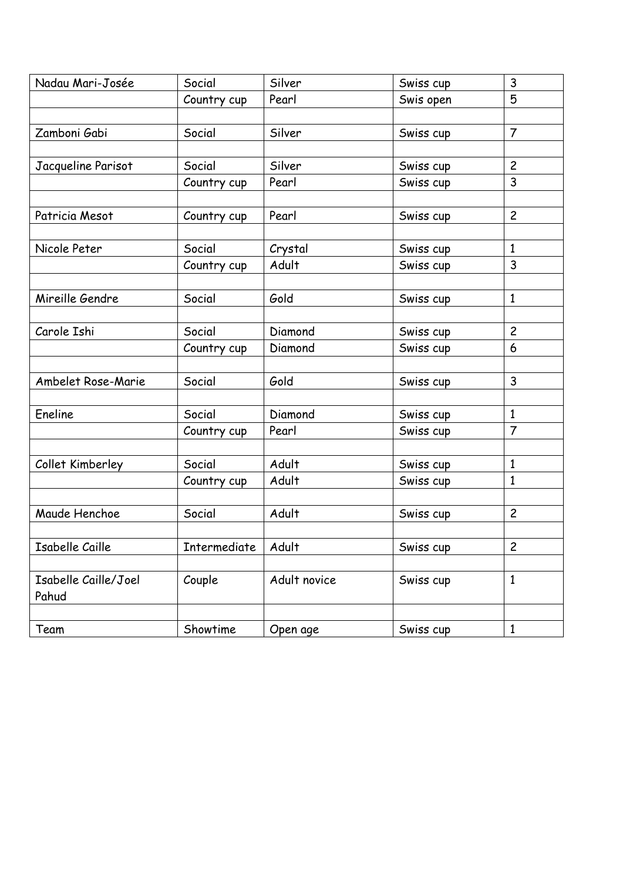| | | | | |
|---|---|---|---|---|
| Nadau Mari-Josée | Social | Silver | Swiss cup | 3 |
| | Country cup | Pearl | Swis open | 5 |
| | | | | |
| Zamboni Gabi | Social | Silver | Swiss cup | 7 |
| | | | | |
| Jacqueline Parisot | Social | Silver | Swiss cup | 2 |
| | Country cup | Pearl | Swiss cup | 3 |
| | | | | |
| Patricia Mesot | Country cup | Pearl | Swiss cup | 2 |
| | | | | |
| Nicole Peter | Social | Crystal | Swiss cup | 1 |
| | Country cup | Adult | Swiss cup | 3 |
| | | | | |
| Mireille Gendre | Social | Gold | Swiss cup | 1 |
| | | | | |
| Carole Ishi | Social | Diamond | Swiss cup | 2 |
| | Country cup | Diamond | Swiss cup | 6 |
| | | | | |
| Ambelet Rose-Marie | Social | Gold | Swiss cup | 3 |
| | | | | |
| Eneline | Social | Diamond | Swiss cup | 1 |
| | Country cup | Pearl | Swiss cup | 7 |
| | | | | |
| Collet Kimberley | Social | Adult | Swiss cup | 1 |
| | Country cup | Adult | Swiss cup | 1 |
| | | | | |
| Maude Henchoe | Social | Adult | Swiss cup | 2 |
| | | | | |
| Isabelle Caille | Intermediate | Adult | Swiss cup | 2 |
| | | | | |
| Isabelle Caille/Joel Pahud | Couple | Adult novice | Swiss cup | 1 |
| | | | | |
| Team | Showtime | Open age | Swiss cup | 1 |